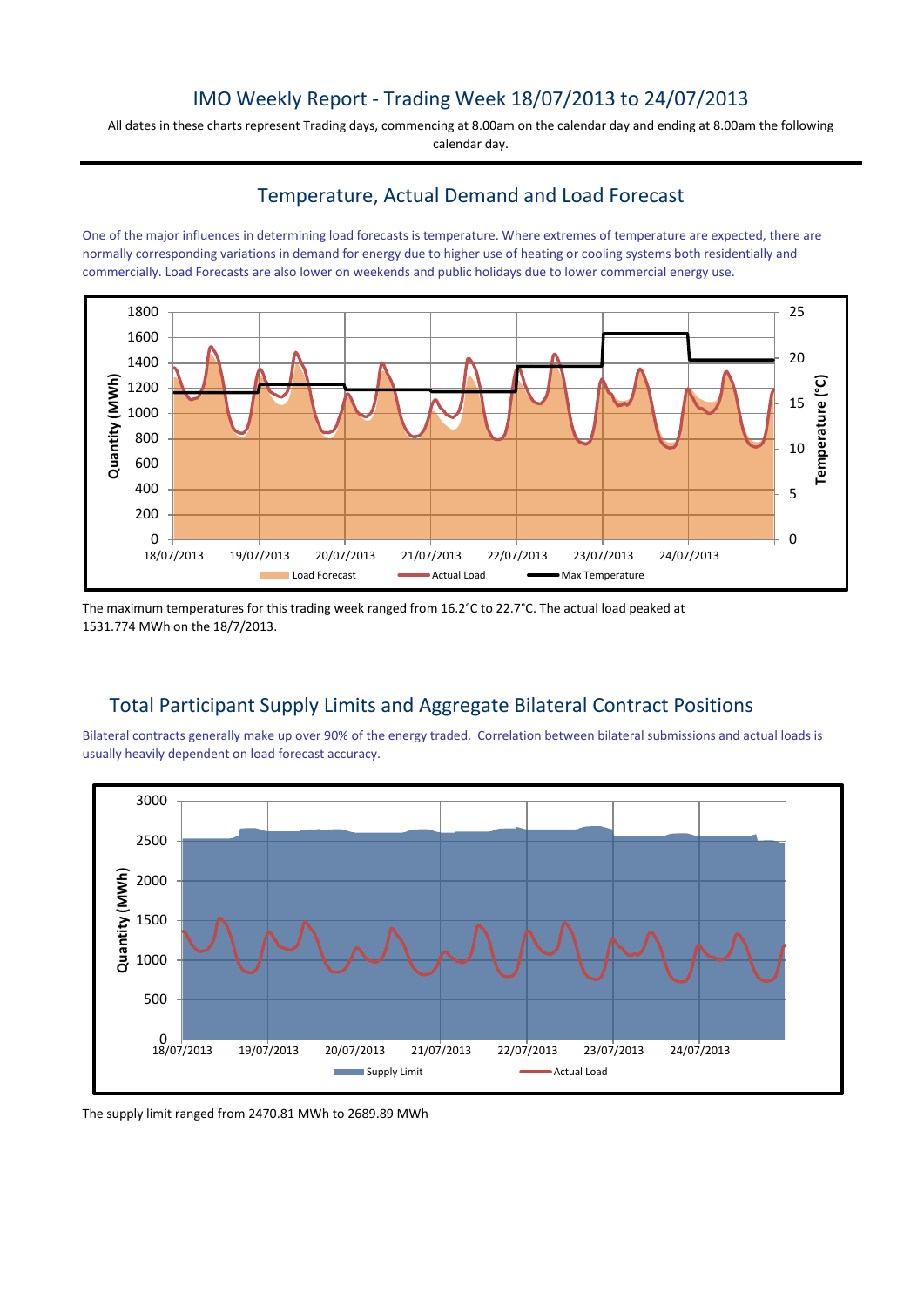# IMO Weekly Report - Trading Week 18/07/2013 to 24/07/2013

All dates in these charts represent Trading days, commencing at 8.00am on the calendar day and ending at 8.00am the following calendar day.

## Temperature, Actual Demand and Load Forecast

One of the major influences in determining load forecasts is temperature. Where extremes of temperature are expected, there are normally corresponding variations in demand for energy due to higher use of heating or cooling systems both residentially and commercially. Load Forecasts are also lower on weekends and public holidays due to lower commercial energy use.

The maximum temperatures for this trading week ranged from 16.2°C to 22.7°C. The actual load peaked at 1531.774 MWh on the 18/7/2013.

## Total Participant Supply Limits and Aggregate Bilateral Contract Positions

Bilateral contracts generally make up over 90% of the energy traded. Correlation between bilateral submissions and actual loads is usually heavily dependent on load forecast accuracy.

The supply limit ranged from 2470.81 MWh to 2689.89 MWh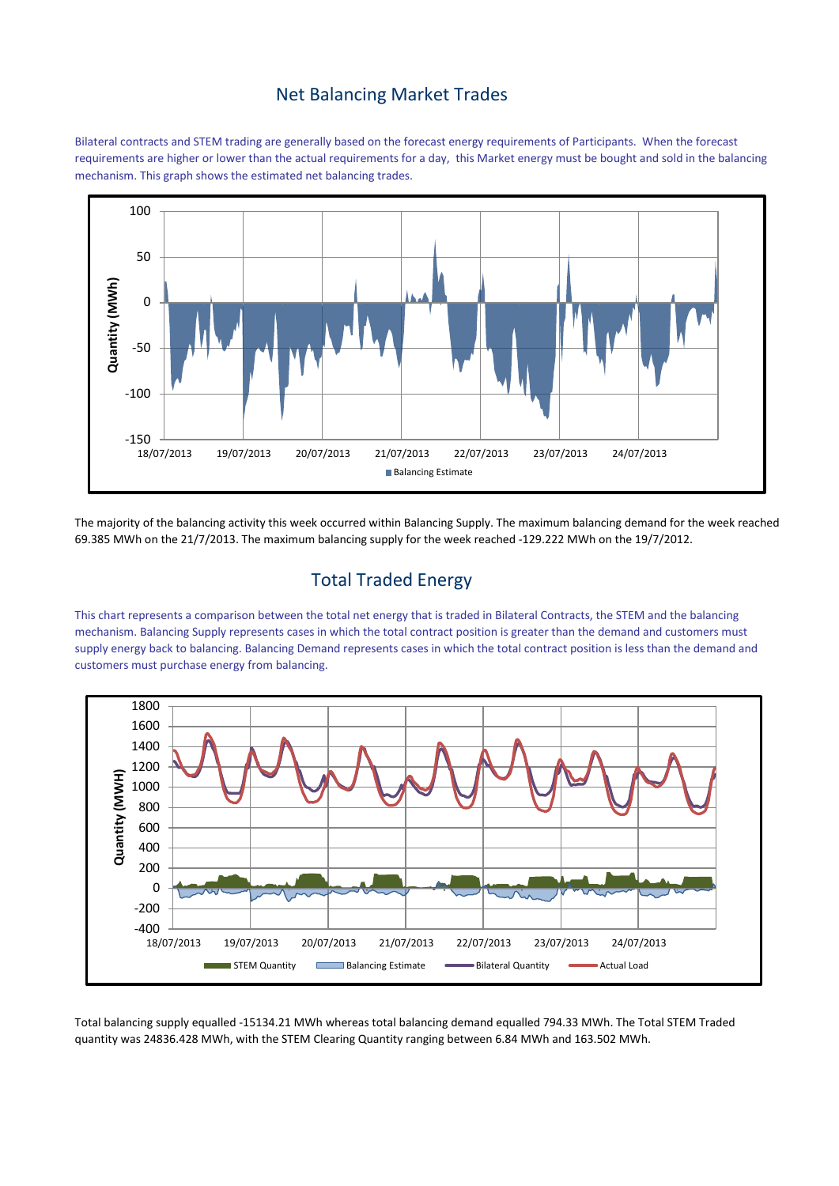## Net Balancing Market Trades

Bilateral contracts and STEM trading are generally based on the forecast energy requirements of Participants. When the forecast requirements are higher or lower than the actual requirements for a day, this Market energy must be bought and sold in the balancing mechanism. This graph shows the estimated net balancing trades.

The majority of the balancing activity this week occurred within Balancing Supply. The maximum balancing demand for the week reached 69.385 MWh on the 21/7/2013. The maximum balancing supply for the week reached -129.222 MWh on the 19/7/2012.

## Total Traded Energy

This chart represents a comparison between the total net energy that is traded in Bilateral Contracts, the STEM and the balancing mechanism. Balancing Supply represents cases in which the total contract position is greater than the demand and customers must supply energy back to balancing. Balancing Demand represents cases in which the total contract position is less than the demand and customers must purchase energy from balancing.

Total balancing supply equalled -15134.21 MWh whereas total balancing demand equalled 794.33 MWh. The Total STEM Traded quantity was 24836.428 MWh, with the STEM Clearing Quantity ranging between 6.84 MWh and 163.502 MWh.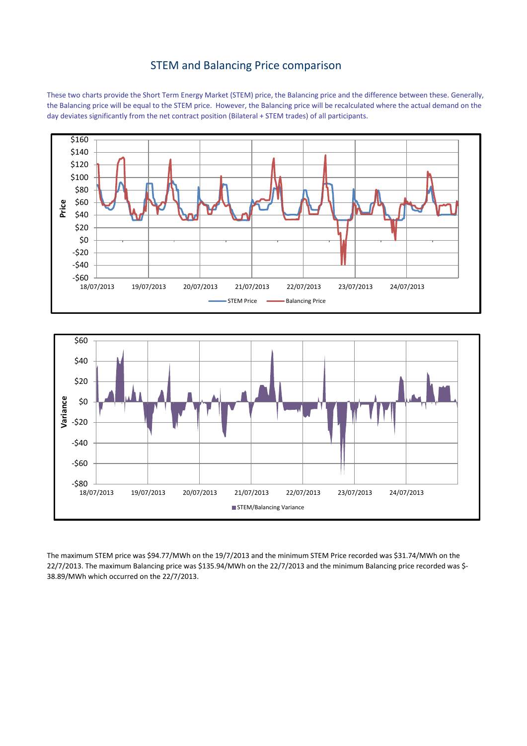# STEM and Balancing Price comparison

These two charts provide the Short Term Energy Market (STEM) price, the Balancing price and the difference between these. Generally, the Balancing price will be equal to the STEM price. However, the Balancing price will be recalculated where the actual demand on the day deviates significantly from the net contract position (Bilateral + STEM trades) of all participants.

Price

$160
$140
$120
$100
$80
$60
$40
$20
$0
-$20
-$40
-$60

18/07/2013 19/07/2013 20/07/2013 21/07/2013 22/07/2013 23/07/2013 24/07/2013

STEM Price
Balancing Price

Variance

$60
$40
$20
$0
-$20
-$40
-$60
-$80

18/07/2013 19/07/2013 20/07/2013 21/07/2013 22/07/2013 23/07/2013 24/07/2013

STEM/Balancing Variance

The maximum STEM price was $94.77/MWh on the 19/7/2013 and the minimum STEM Price recorded was $31.74/MWh on the 22/7/2013. The maximum Balancing price was $135.94/MWh on the 22/7/2013 and the minimum Balancing price recorded was $-38.89/MWh which occurred on the 22/7/2013.